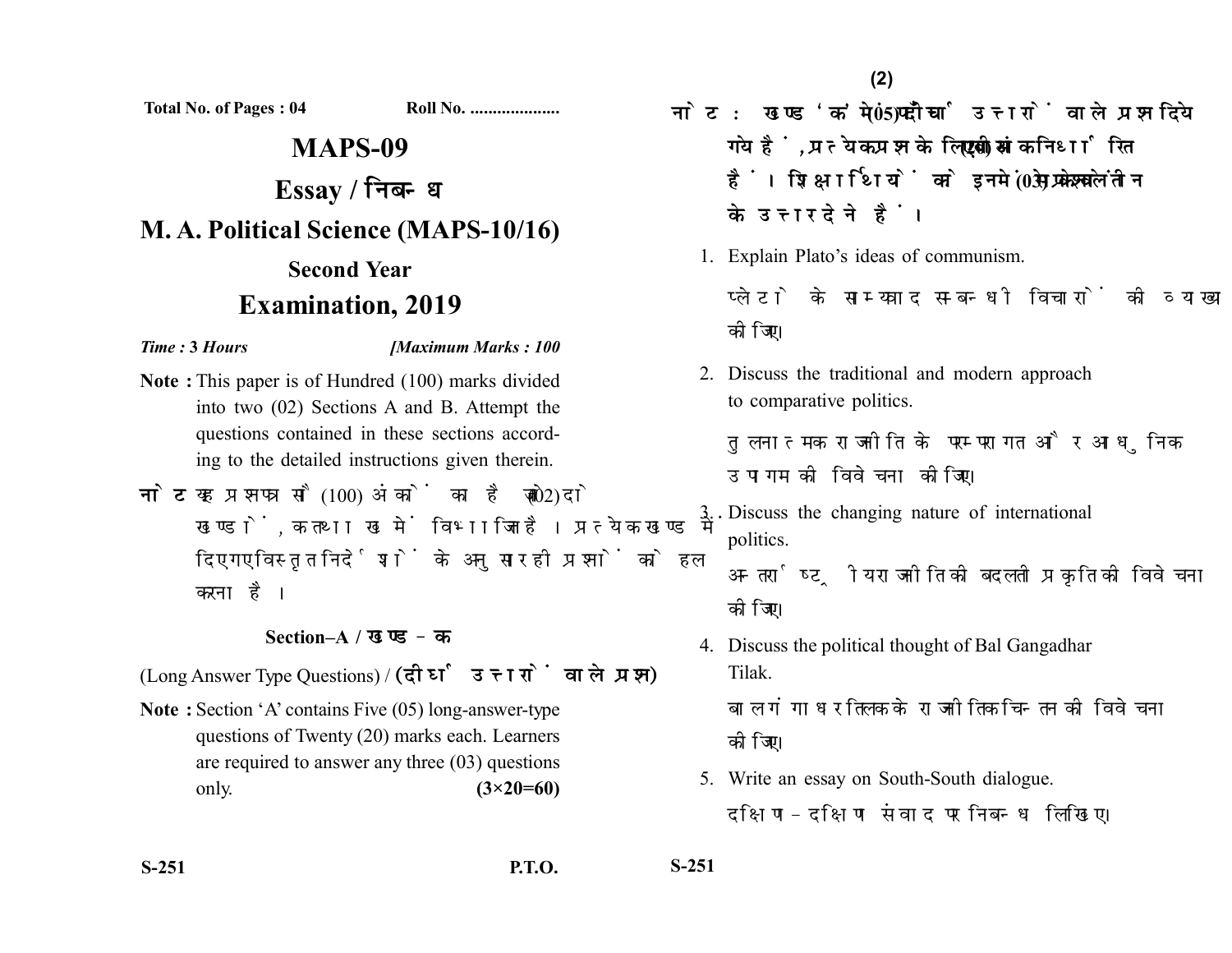Total No. of Pages : 04 Roll No. ....................

# MAPS-09

## Essay / निबन्ध

## M. A. Political Science (MAPS-10/16)

### Second Year

## Examination, 2019

*Time :* **3** *Hours* *[Maximum Marks : 100*

**Note :** This paper is of Hundred (100) marks divided into two (02) Sections A and B. Attempt the questions contained in these sections according to the detailed instructions given therein.

**नोट :** यह प्रश्नपत्र सौ (100) अंकों का है जो दो (02) खण्डों, क तथा ख में विभाजित है। प्रत्येक खण्ड में दिए गए विस्तृत निर्देशों के अनुसार ही प्रश्नों को हल करना है।

### Section–A / खण्ड – क

(Long Answer Type Questions) / **(दीर्घ उत्तरों वाले प्रश्न)**

**Note :** Section 'A' contains Five (05) long-answer-type questions of Twenty (20) marks each. Learners are required to answer any three (03) questions only. **(3×20=60)**

**नोट :** खण्ड 'क' में पाँच (05) दीर्घ उत्तरों वाले प्रश्न दिये गये हैं, प्रत्येक प्रश्न के लिए बीस (20) अंक निर्धारित हैं। शिक्षार्थियों को इनमें से केवल तीन (03) प्रश्नों के उत्तर देने हैं।

1. Explain Plato's ideas of communism.

   प्लेटो के साम्यवाद सम्बन्धी विचारों की व्याख्या कीजिए।

2. Discuss the traditional and modern approach to comparative politics.

   तुलनात्मक राजनीति के परम्परागत और आधुनिक उपागम की विवेचना कीजिए।

3. Discuss the changing nature of international politics.

   अन्तर्राष्ट्रीय राजनीति की बदलती प्रकृति की विवेचना कीजिए।

4. Discuss the political thought of Bal Gangadhar Tilak.

   बाल गंगाधर तिलक के राजनीतिक चिन्तन की विवेचना कीजिए।

5. Write an essay on South-South dialogue.

   दक्षिण–दक्षिण संवाद पर निबन्ध लिखिए।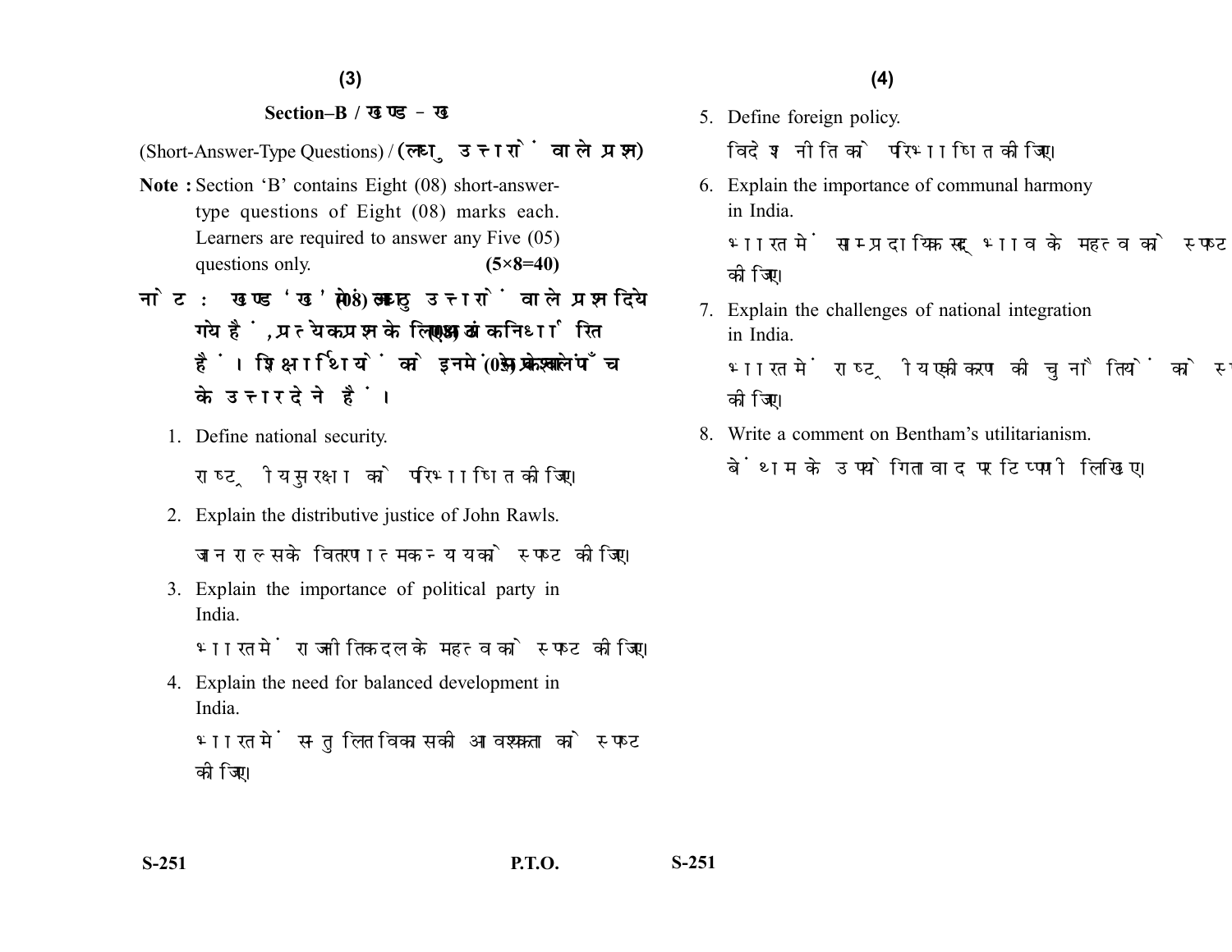## Section–B / खण्ड – ख

(Short-Answer-Type Questions) / (लघु उत्तरों वाले प्रश्न)

**Note :** Section 'B' contains Eight (08) short-answer-type questions of Eight (08) marks each. Learners are required to answer any Five (05) questions only. **(5×8=40)**

**नोट :** खण्ड 'ख' में आठ **(08)** लघु उत्तरों वाले प्रश्न दिये गये हैं, प्रत्येक प्रश्न के लिए आठ **(08)** अंक निर्धारित हैं। शिक्षार्थियों को इनमें से केवल पाँच **(05)** प्रश्नों के उत्तर देने हैं।

1. Define national security.

   राष्ट्रीय सुरक्षा को परिभाषित कीजिए।

2. Explain the distributive justice of John Rawls.

   जान राल्स के वितरणात्मक न्याय को स्पष्ट कीजिए।

3. Explain the importance of political party in India.

   भारत में राजनीतिक दल के महत्व को स्पष्ट कीजिए।

4. Explain the need for balanced development in India.

   भारत में सन्तुलित विकास की आवश्यकता को स्पष्ट कीजिए।

5. Define foreign policy.

   विदेश नीति को परिभाषित कीजिए।

6. Explain the importance of communal harmony in India.

   भारत में साम्प्रदायिक सद्भाव के महत्व को स्पष्ट कीजिए।

7. Explain the challenges of national integration in India.

   भारत में राष्ट्रीय एकीकरण की चुनौतियों को स्पष्ट कीजिए।

8. Write a comment on Bentham's utilitarianism.

   बेंथम के उपयोगितावाद पर टिप्पणी लिखिए।